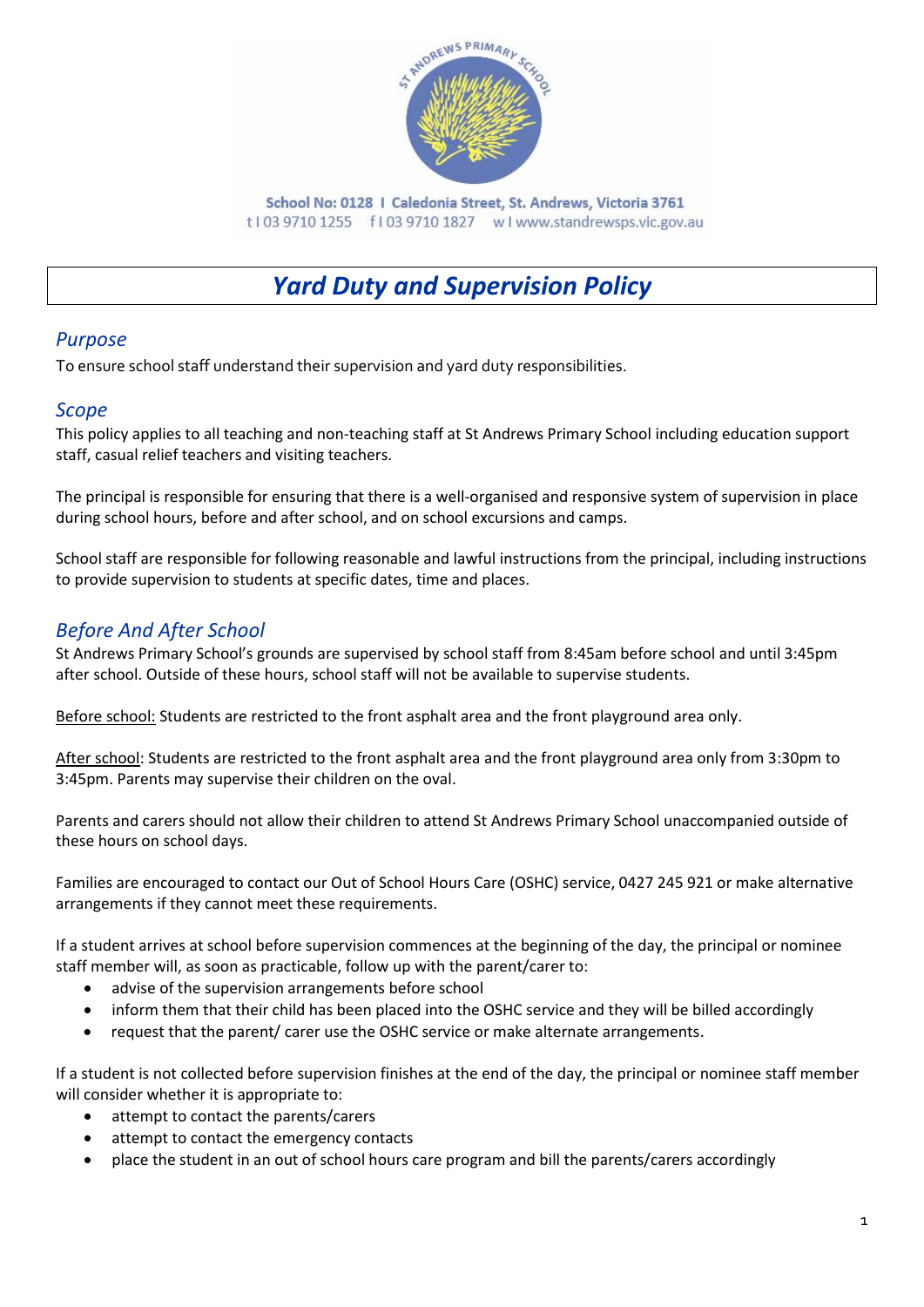School No: 0128 I Caledonia Street, St. Andrews, Victoria 3761
t I 03 9710 1255 f I 03 9710 1827 w I www.standrewsps.vic.gov.au

# *Yard Duty and Supervision Policy*

## *Purpose*

To ensure school staff understand their supervision and yard duty responsibilities.

## *Scope*

This policy applies to all teaching and non-teaching staff at St Andrews Primary School including education support staff, casual relief teachers and visiting teachers.

The principal is responsible for ensuring that there is a well-organised and responsive system of supervision in place during school hours, before and after school, and on school excursions and camps.

School staff are responsible for following reasonable and lawful instructions from the principal, including instructions to provide supervision to students at specific dates, time and places.

## *Before And After School*

St Andrews Primary School's grounds are supervised by school staff from 8:45am before school and until 3:45pm after school. Outside of these hours, school staff will not be available to supervise students.

<u>Before school:</u> Students are restricted to the front asphalt area and the front playground area only.

<u>After school</u>: Students are restricted to the front asphalt area and the front playground area only from 3:30pm to 3:45pm. Parents may supervise their children on the oval.

Parents and carers should not allow their children to attend St Andrews Primary School unaccompanied outside of these hours on school days.

Families are encouraged to contact our Out of School Hours Care (OSHC) service, 0427 245 921 or make alternative arrangements if they cannot meet these requirements.

If a student arrives at school before supervision commences at the beginning of the day, the principal or nominee staff member will, as soon as practicable, follow up with the parent/carer to:

- advise of the supervision arrangements before school
- inform them that their child has been placed into the OSHC service and they will be billed accordingly
- request that the parent/ carer use the OSHC service or make alternate arrangements.

If a student is not collected before supervision finishes at the end of the day, the principal or nominee staff member will consider whether it is appropriate to:

- attempt to contact the parents/carers
- attempt to contact the emergency contacts
- place the student in an out of school hours care program and bill the parents/carers accordingly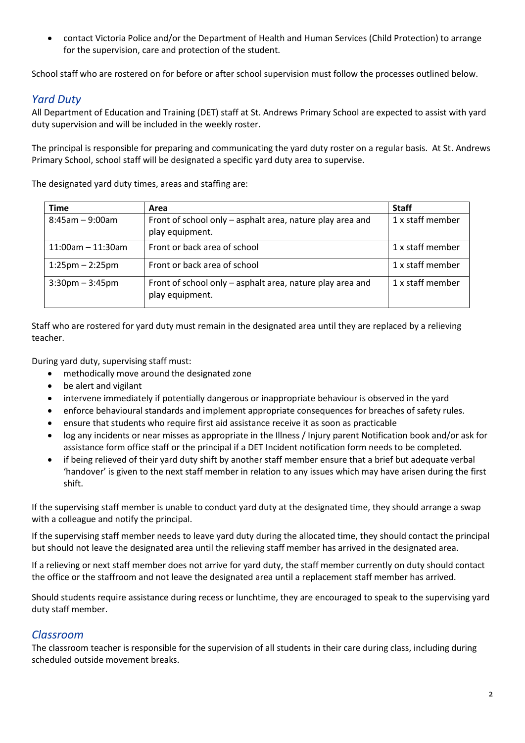- contact Victoria Police and/or the Department of Health and Human Services (Child Protection) to arrange for the supervision, care and protection of the student.

School staff who are rostered on for before or after school supervision must follow the processes outlined below.

## *Yard Duty*

All Department of Education and Training (DET) staff at St. Andrews Primary School are expected to assist with yard duty supervision and will be included in the weekly roster.

The principal is responsible for preparing and communicating the yard duty roster on a regular basis. At St. Andrews Primary School, school staff will be designated a specific yard duty area to supervise.

The designated yard duty times, areas and staffing are:

| Time | Area | Staff |
|---|---|---|
| 8:45am – 9:00am | Front of school only – asphalt area, nature play area and play equipment. | 1 x staff member |
| 11:00am – 11:30am | Front or back area of school | 1 x staff member |
| 1:25pm – 2:25pm | Front or back area of school | 1 x staff member |
| 3:30pm – 3:45pm | Front of school only – asphalt area, nature play area and play equipment. | 1 x staff member |

Staff who are rostered for yard duty must remain in the designated area until they are replaced by a relieving teacher.

During yard duty, supervising staff must:

- methodically move around the designated zone
- be alert and vigilant
- intervene immediately if potentially dangerous or inappropriate behaviour is observed in the yard
- enforce behavioural standards and implement appropriate consequences for breaches of safety rules.
- ensure that students who require first aid assistance receive it as soon as practicable
- log any incidents or near misses as appropriate in the Illness / Injury parent Notification book and/or ask for assistance form office staff or the principal if a DET Incident notification form needs to be completed.
- if being relieved of their yard duty shift by another staff member ensure that a brief but adequate verbal 'handover' is given to the next staff member in relation to any issues which may have arisen during the first shift.

If the supervising staff member is unable to conduct yard duty at the designated time, they should arrange a swap with a colleague and notify the principal.

If the supervising staff member needs to leave yard duty during the allocated time, they should contact the principal but should not leave the designated area until the relieving staff member has arrived in the designated area.

If a relieving or next staff member does not arrive for yard duty, the staff member currently on duty should contact the office or the staffroom and not leave the designated area until a replacement staff member has arrived.

Should students require assistance during recess or lunchtime, they are encouraged to speak to the supervising yard duty staff member.

## *Classroom*

The classroom teacher is responsible for the supervision of all students in their care during class, including during scheduled outside movement breaks.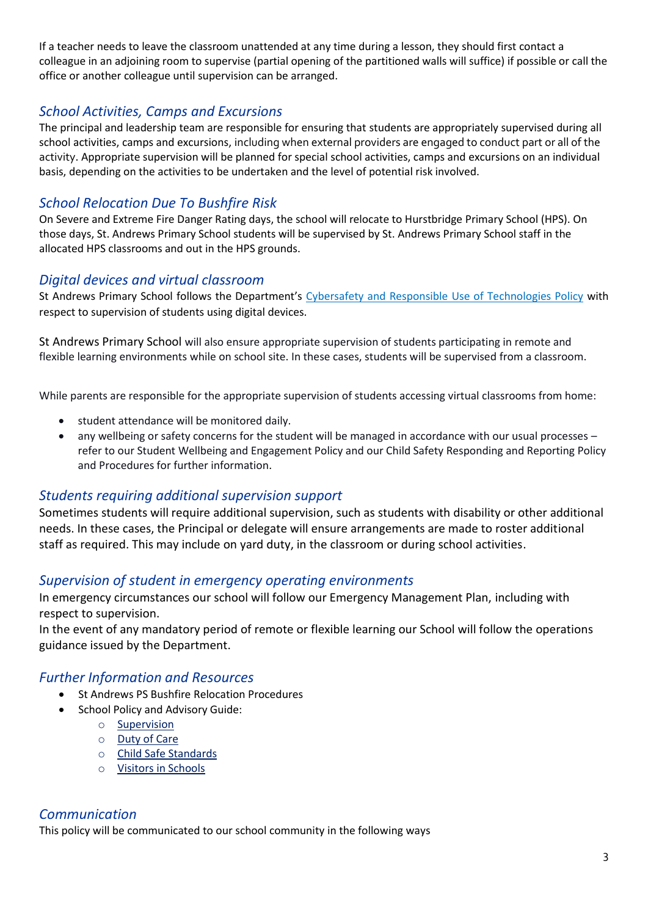If a teacher needs to leave the classroom unattended at any time during a lesson, they should first contact a colleague in an adjoining room to supervise (partial opening of the partitioned walls will suffice) if possible or call the office or another colleague until supervision can be arranged.

## *School Activities, Camps and Excursions*

The principal and leadership team are responsible for ensuring that students are appropriately supervised during all school activities, camps and excursions, including when external providers are engaged to conduct part or all of the activity. Appropriate supervision will be planned for special school activities, camps and excursions on an individual basis, depending on the activities to be undertaken and the level of potential risk involved.

## *School Relocation Due To Bushfire Risk*

On Severe and Extreme Fire Danger Rating days, the school will relocate to Hurstbridge Primary School (HPS). On those days, St. Andrews Primary School students will be supervised by St. Andrews Primary School staff in the allocated HPS classrooms and out in the HPS grounds.

## *Digital devices and virtual classroom*

St Andrews Primary School follows the Department's Cybersafety and Responsible Use of Technologies Policy with respect to supervision of students using digital devices.

St Andrews Primary School will also ensure appropriate supervision of students participating in remote and flexible learning environments while on school site. In these cases, students will be supervised from a classroom.

While parents are responsible for the appropriate supervision of students accessing virtual classrooms from home:

- student attendance will be monitored daily.
- any wellbeing or safety concerns for the student will be managed in accordance with our usual processes – refer to our Student Wellbeing and Engagement Policy and our Child Safety Responding and Reporting Policy and Procedures for further information.

## *Students requiring additional supervision support*

Sometimes students will require additional supervision, such as students with disability or other additional needs. In these cases, the Principal or delegate will ensure arrangements are made to roster additional staff as required. This may include on yard duty, in the classroom or during school activities.

## *Supervision of student in emergency operating environments*

In emergency circumstances our school will follow our Emergency Management Plan, including with respect to supervision.
In the event of any mandatory period of remote or flexible learning our School will follow the operations guidance issued by the Department.

## *Further Information and Resources*

- St Andrews PS Bushfire Relocation Procedures
- School Policy and Advisory Guide:
  - Supervision
  - Duty of Care
  - Child Safe Standards
  - Visitors in Schools

## *Communication*

This policy will be communicated to our school community in the following ways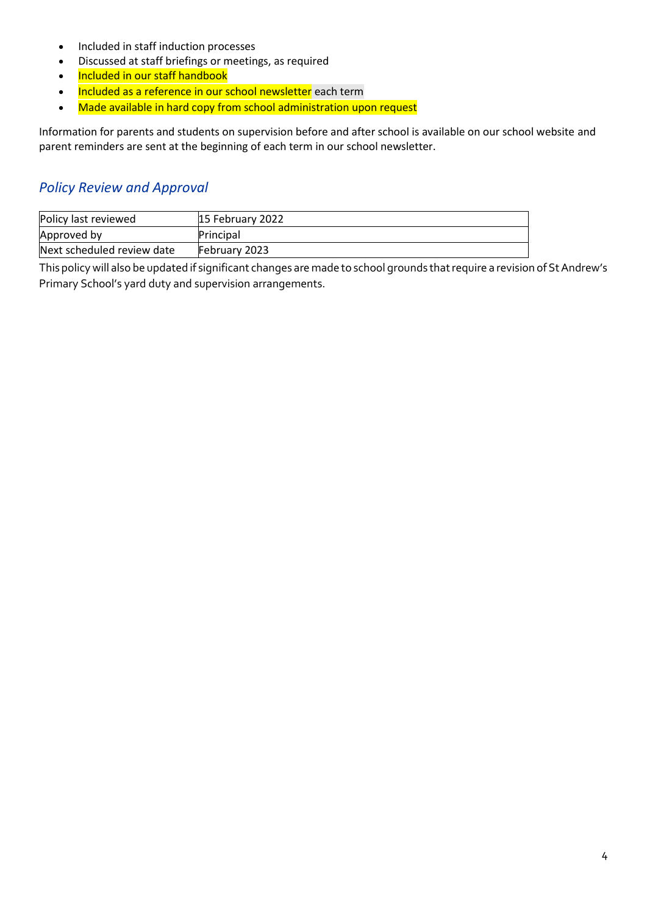- Included in staff induction processes
- Discussed at staff briefings or meetings, as required
- Included in our staff handbook
- Included as a reference in our school newsletter each term
- Made available in hard copy from school administration upon request

Information for parents and students on supervision before and after school is available on our school website and parent reminders are sent at the beginning of each term in our school newsletter.

## *Policy Review and Approval*

| | |
|---|---|
| Policy last reviewed | 15 February 2022 |
| Approved by | Principal |
| Next scheduled review date | February 2023 |

This policy will also be updated if significant changes are made to school grounds that require a revision of St Andrew's Primary School's yard duty and supervision arrangements.